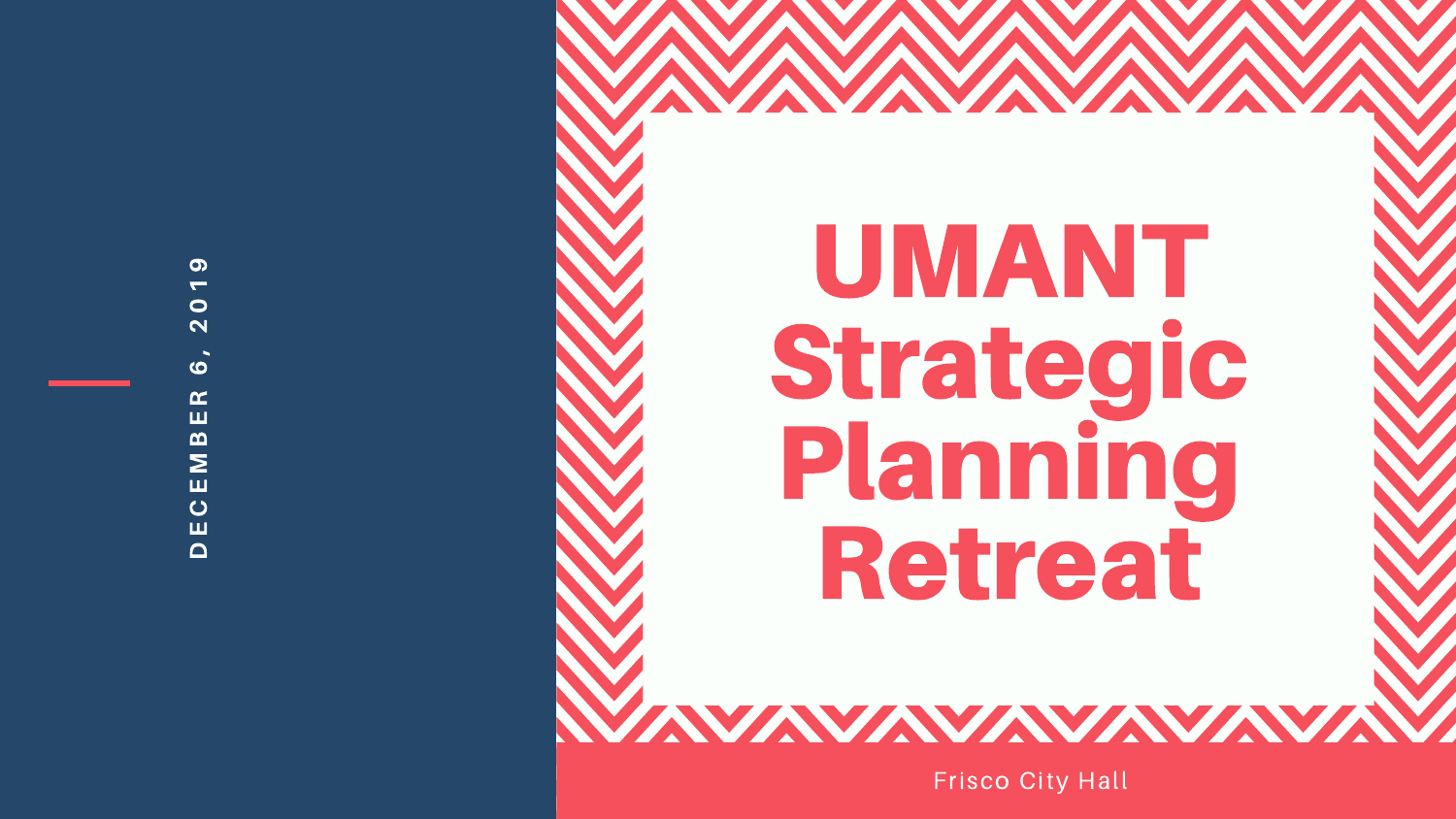# UMANT Strategic Planning Retreat

DECEMBER 6, 2019

Frisco City Hall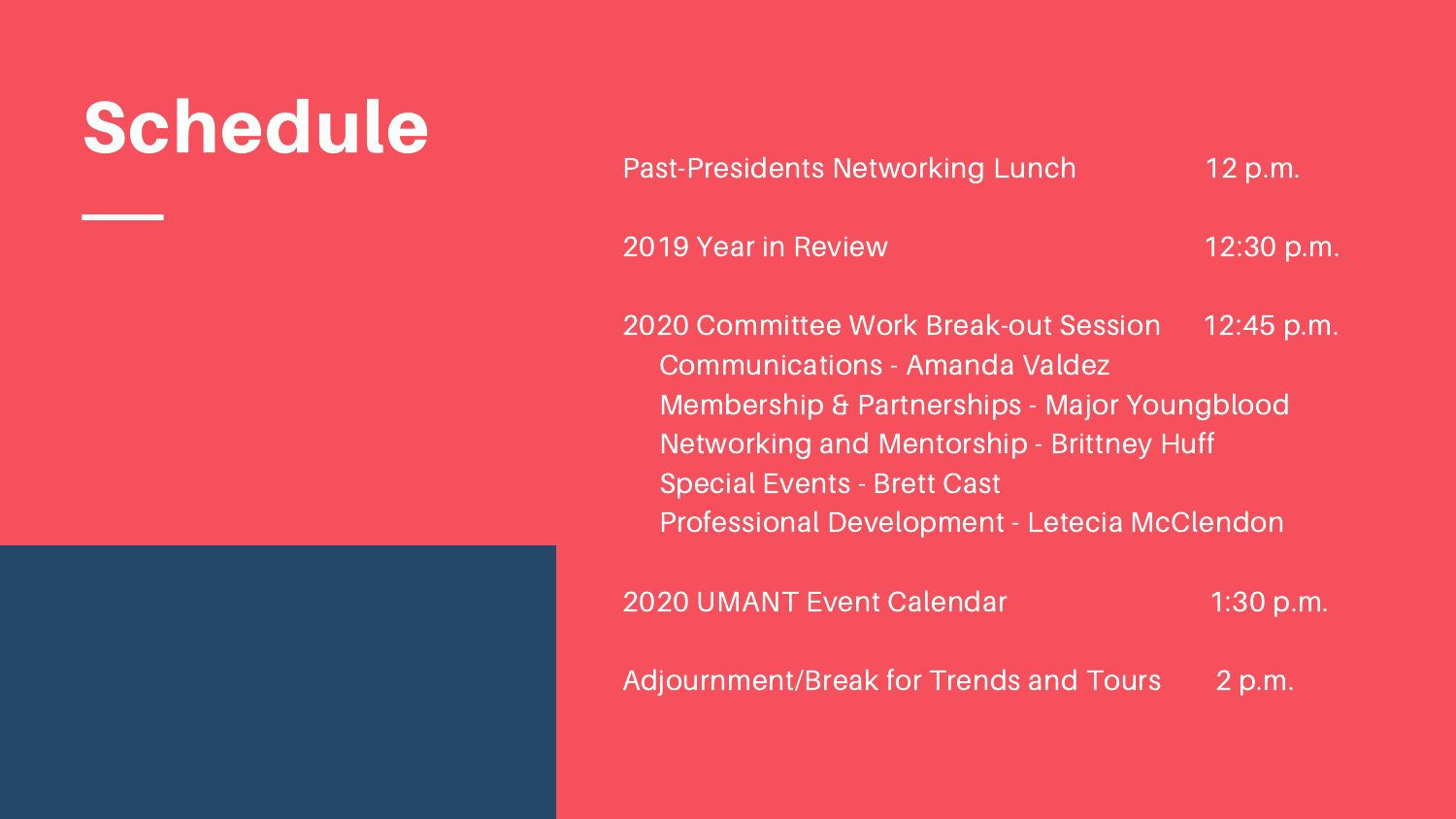# Schedule

| Session | Time |
| --- | --- |
| Past-Presidents Networking Lunch | 12 p.m. |
| 2019 Year in Review | 12:30 p.m. |
| 2020 Committee Work Break-out Session | 12:45 p.m. |
| Adjournment/Break for Trends and Tours | 2 p.m. |

Past-Presidents Networking Lunch — 12 p.m.

2019 Year in Review — 12:30 p.m.

2020 Committee Work Break-out Session — 12:45 p.m.

- Communications - Amanda Valdez
- Membership & Partnerships - Major Youngblood
- Networking and Mentorship - Brittney Huff
- Special Events - Brett Cast
- Professional Development - Letecia McClendon

2020 UMANT Event Calendar — 1:30 p.m.

Adjournment/Break for Trends and Tours — 2 p.m.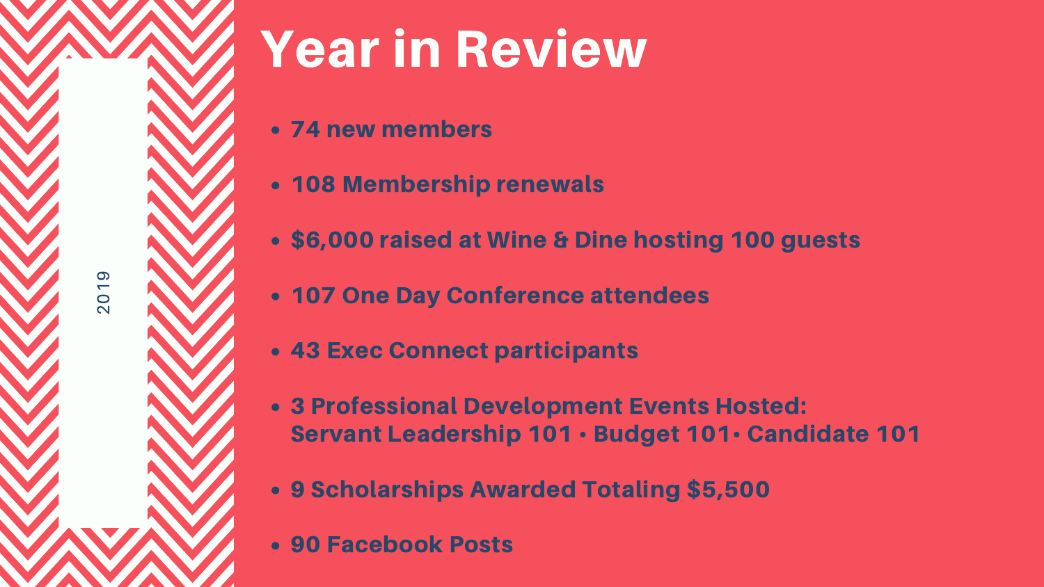# Year in Review

2019

- 74 new members
- 108 Membership renewals
- $6,000 raised at Wine & Dine hosting 100 guests
- 107 One Day Conference attendees
- 43 Exec Connect participants
- 3 Professional Development Events Hosted:
  Servant Leadership 101 • Budget 101• Candidate 101
- 9 Scholarships Awarded Totaling $5,500
- 90 Facebook Posts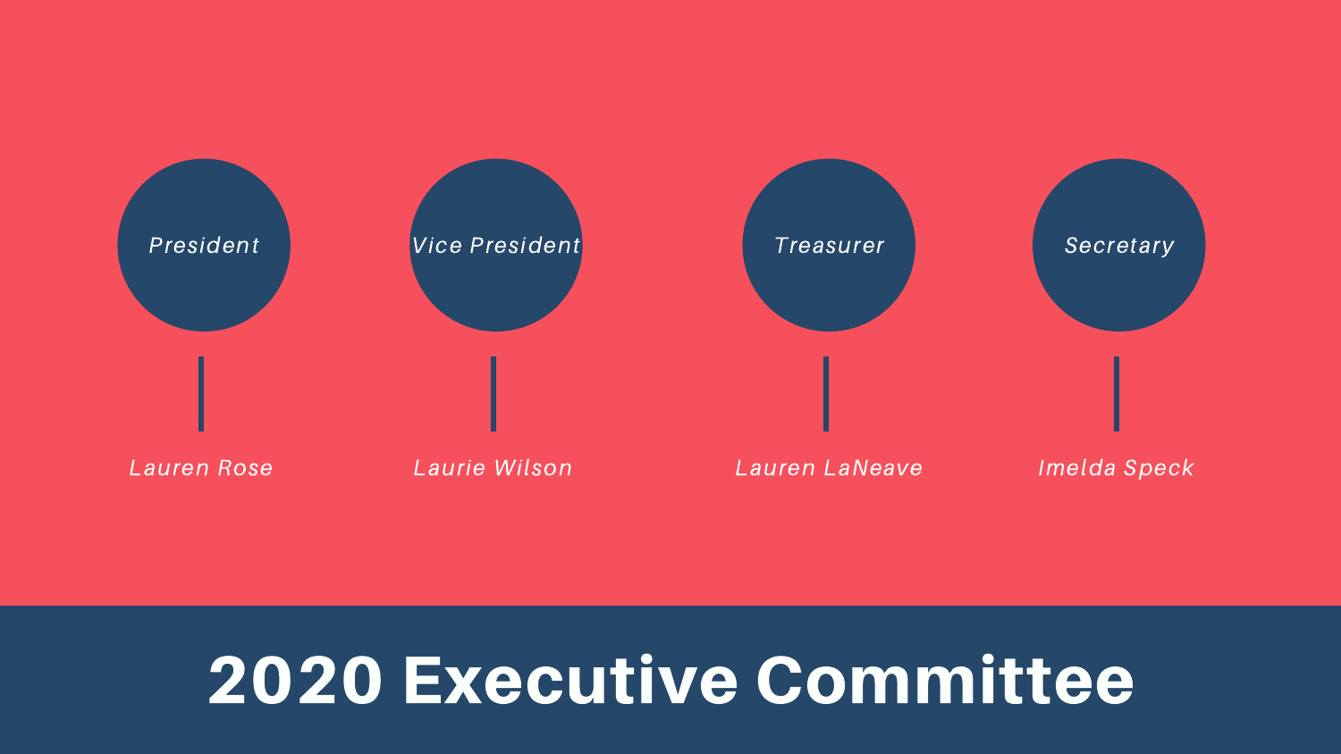# 2020 Executive Committee

*President*

*Lauren Rose*

*Vice President*

*Laurie Wilson*

*Treasurer*

*Lauren LaNeave*

*Secretary*

*Imelda Speck*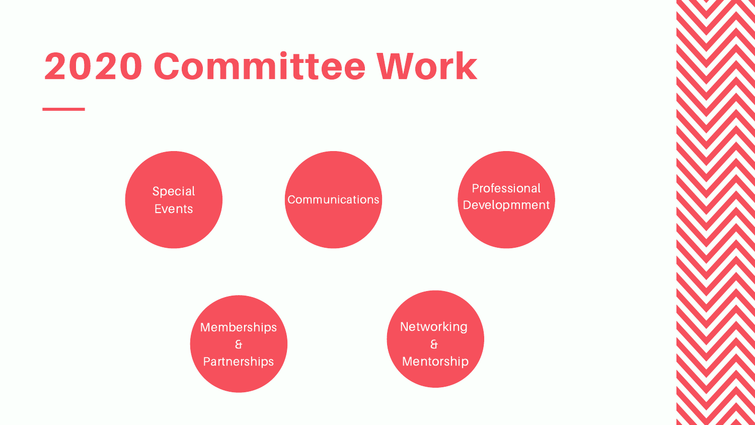# 2020 Committee Work

- Special Events
- Communications
- Professional Developmment
- Memberships & Partnerships
- Networking & Mentorship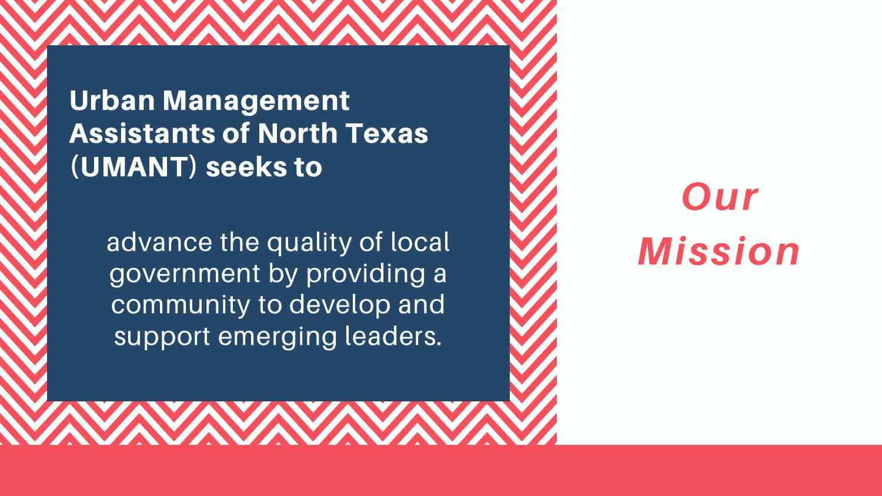# *Our Mission*

**Urban Management Assistants of North Texas (UMANT) seeks to**

advance the quality of local government by providing a community to develop and support emerging leaders.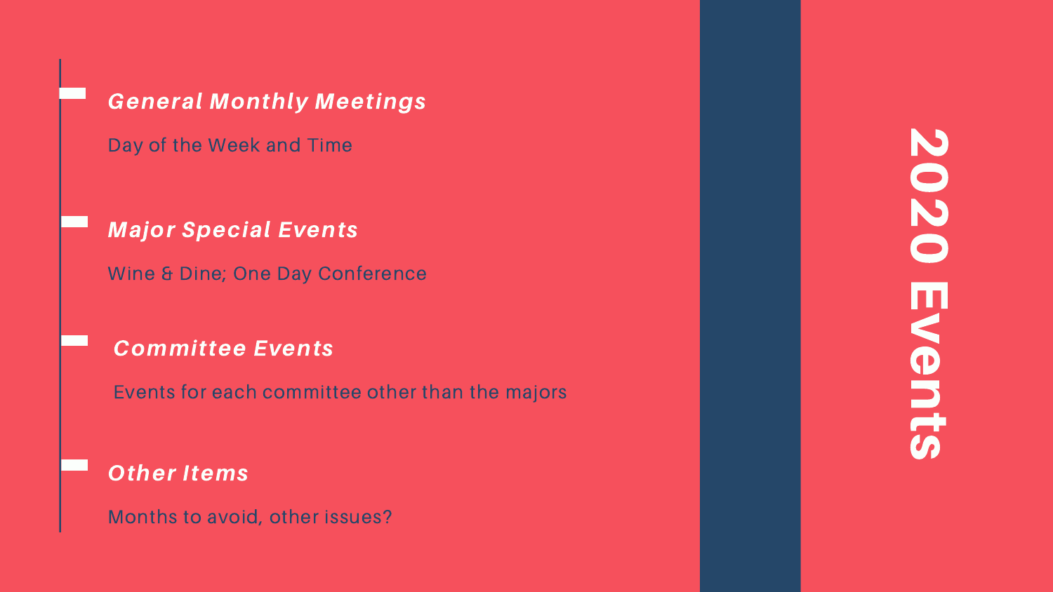# 2020 Events

### *General Monthly Meetings*

Day of the Week and Time

### *Major Special Events*

Wine & Dine; One Day Conference

### *Committee Events*

Events for each committee other than the majors

### *Other Items*

Months to avoid, other issues?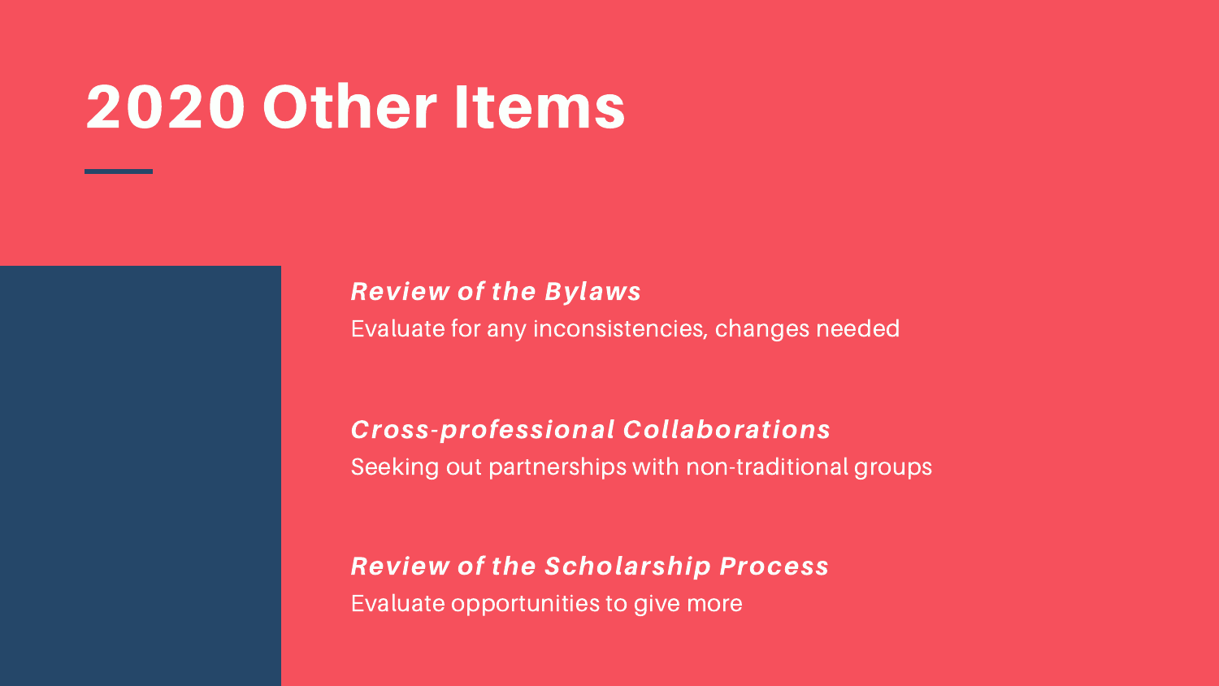# 2020 Other Items

***Review of the Bylaws***

Evaluate for any inconsistencies, changes needed

***Cross-professional Collaborations***

Seeking out partnerships with non-traditional groups

***Review of the Scholarship Process***

Evaluate opportunities to give more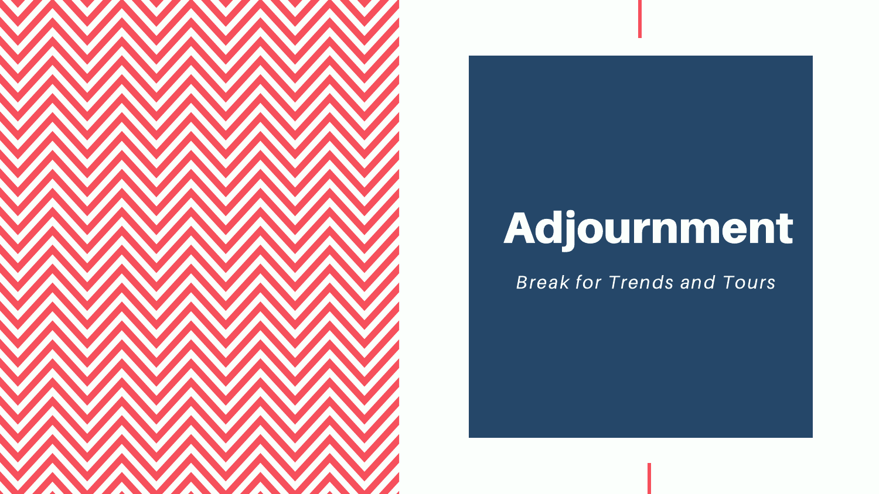# Adjournment

*Break for Trends and Tours*